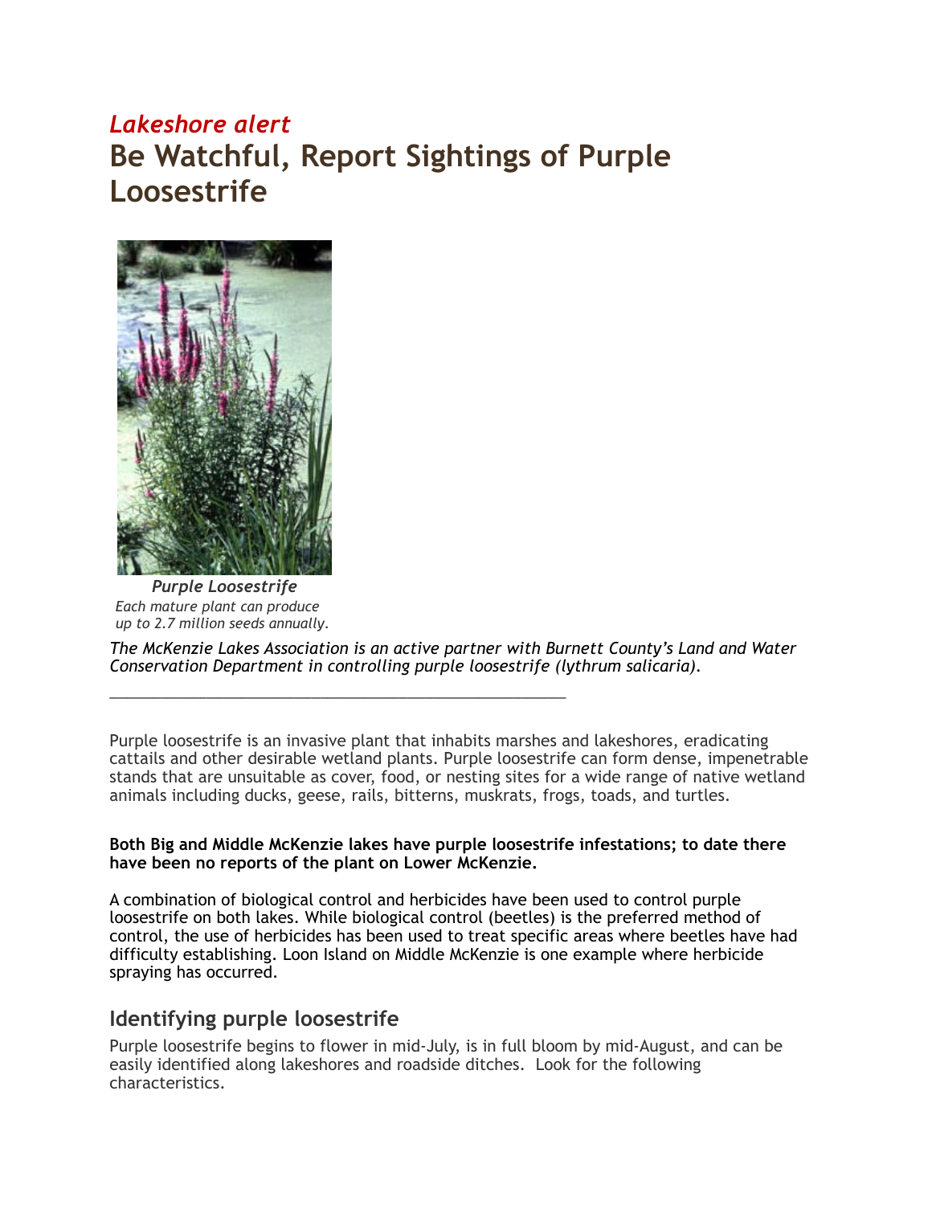*Lakeshore alert*

# Be Watchful, Report Sightings of Purple Loosestrife

***Purple Loosestrife***

*Each mature plant can produce up to 2.7 million seeds annually.*

*The McKenzie Lakes Association is an active partner with Burnett County's Land and Water Conservation Department in controlling purple loosestrife (lythrum salicaria).*

---

Purple loosestrife is an invasive plant that inhabits marshes and lakeshores, eradicating cattails and other desirable wetland plants. Purple loosestrife can form dense, impenetrable stands that are unsuitable as cover, food, or nesting sites for a wide range of native wetland animals including ducks, geese, rails, bitterns, muskrats, frogs, toads, and turtles.

**Both Big and Middle McKenzie lakes have purple loosestrife infestations; to date there have been no reports of the plant on Lower McKenzie.**

A combination of biological control and herbicides have been used to control purple loosestrife on both lakes. While biological control (beetles) is the preferred method of control, the use of herbicides has been used to treat specific areas where beetles have had difficulty establishing. Loon Island on Middle McKenzie is one example where herbicide spraying has occurred.

## Identifying purple loosestrife

Purple loosestrife begins to flower in mid-July, is in full bloom by mid-August, and can be easily identified along lakeshores and roadside ditches. Look for the following characteristics.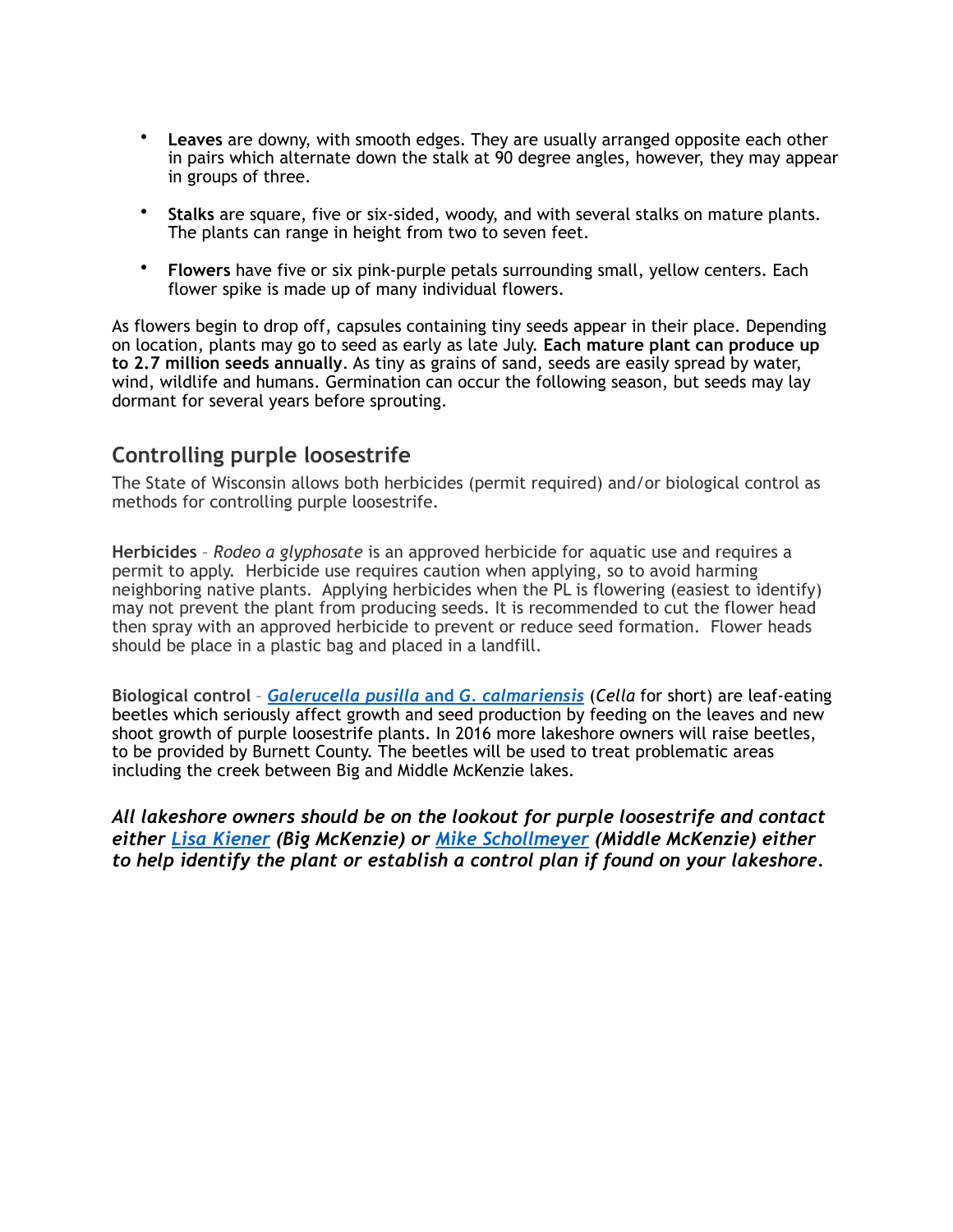- **Leaves** are downy, with smooth edges. They are usually arranged opposite each other in pairs which alternate down the stalk at 90 degree angles, however, they may appear in groups of three.

- **Stalks** are square, five or six-sided, woody, and with several stalks on mature plants. The plants can range in height from two to seven feet.

- **Flowers** have five or six pink-purple petals surrounding small, yellow centers. Each flower spike is made up of many individual flowers.

As flowers begin to drop off, capsules containing tiny seeds appear in their place. Depending on location, plants may go to seed as early as late July. **Each mature plant can produce up to 2.7 million seeds annually**. As tiny as grains of sand, seeds are easily spread by water, wind, wildlife and humans. Germination can occur the following season, but seeds may lay dormant for several years before sprouting.

## Controlling purple loosestrife

The State of Wisconsin allows both herbicides (permit required) and/or biological control as methods for controlling purple loosestrife.

**Herbicides** – *Rodeo a glyphosate* is an approved herbicide for aquatic use and requires a permit to apply. Herbicide use requires caution when applying, so to avoid harming neighboring native plants. Applying herbicides when the PL is flowering (easiest to identify) may not prevent the plant from producing seeds. It is recommended to cut the flower head then spray with an approved herbicide to prevent or reduce seed formation. Flower heads should be place in a plastic bag and placed in a landfill.

**Biological control** – *Galerucella pusilla* and *G. calmariensis* (*Cella* for short) are leaf-eating beetles which seriously affect growth and seed production by feeding on the leaves and new shoot growth of purple loosestrife plants. In 2016 more lakeshore owners will raise beetles, to be provided by Burnett County. The beetles will be used to treat problematic areas including the creek between Big and Middle McKenzie lakes.

***All lakeshore owners should be on the lookout for purple loosestrife and contact either Lisa Kiener (Big McKenzie) or Mike Schollmeyer (Middle McKenzie) either to help identify the plant or establish a control plan if found on your lakeshore.***